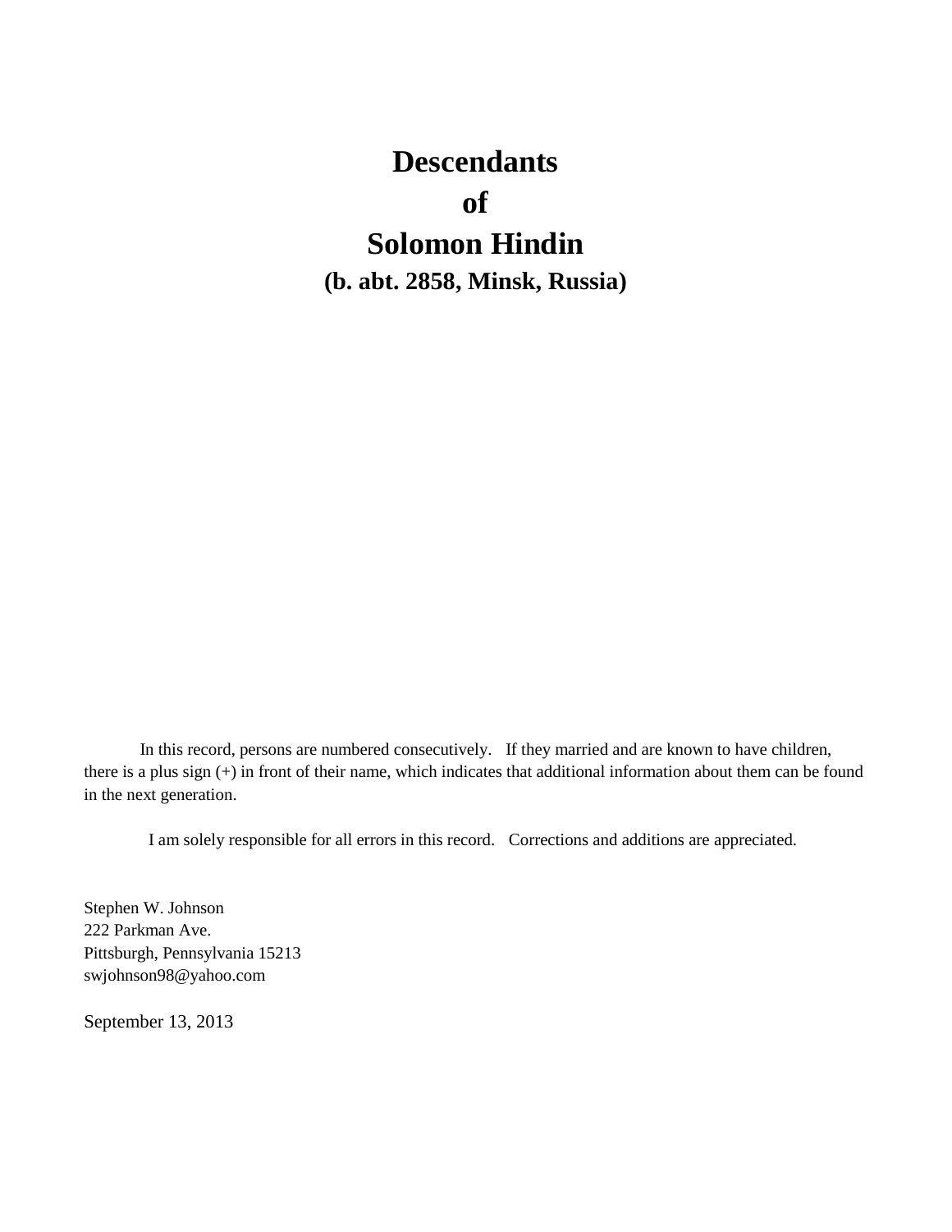# Descendants
# of
# Solomon Hindin

**(b. abt. 2858, Minsk, Russia)**

In this record, persons are numbered consecutively. If they married and are known to have children, there is a plus sign (+) in front of their name, which indicates that additional information about them can be found in the next generation.

I am solely responsible for all errors in this record. Corrections and additions are appreciated.

Stephen W. Johnson
222 Parkman Ave.
Pittsburgh, Pennsylvania 15213
swjohnson98@yahoo.com

September 13, 2013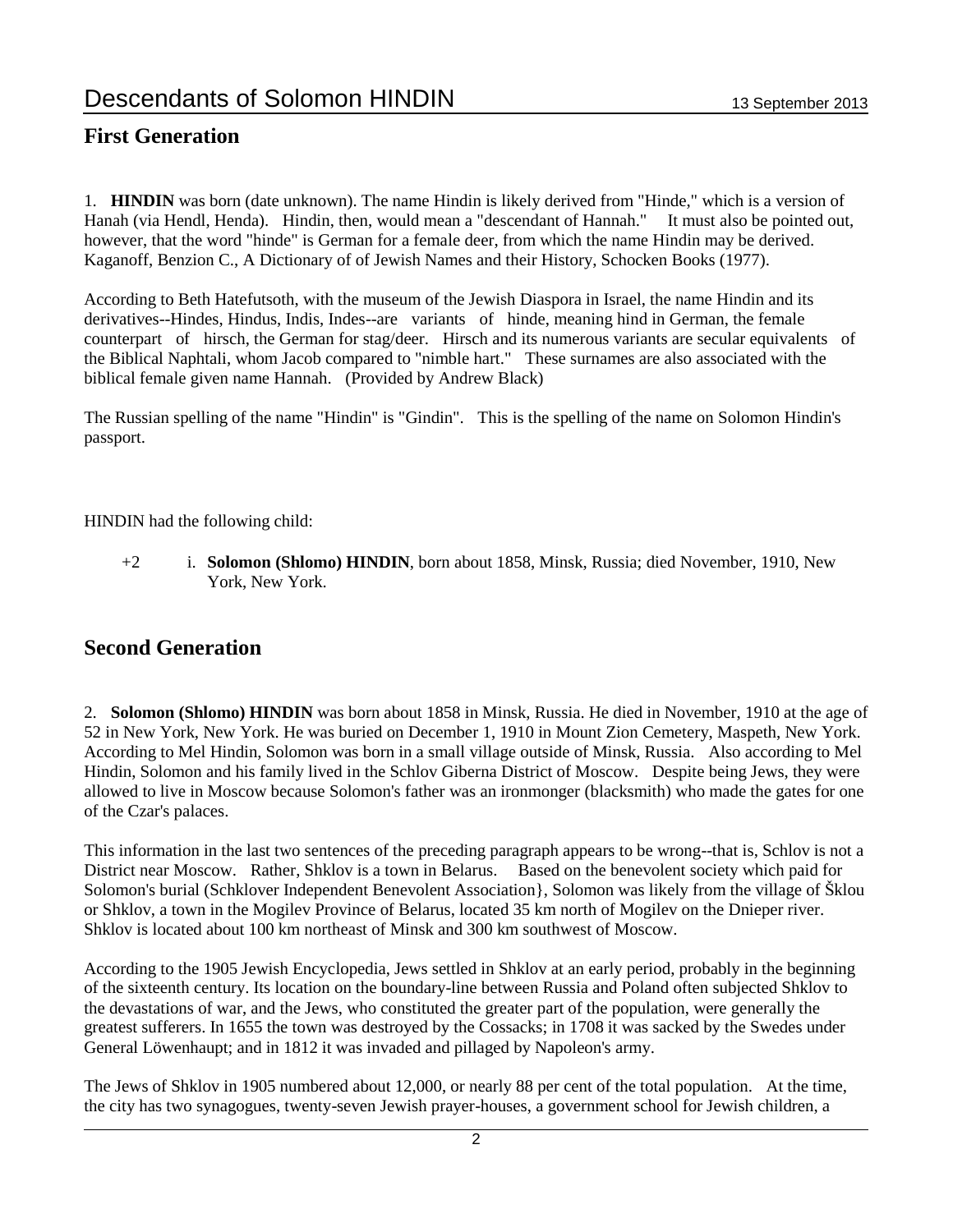## First Generation

1. **HINDIN** was born (date unknown). The name Hindin is likely derived from "Hinde," which is a version of Hanah (via Hendl, Henda). Hindin, then, would mean a "descendant of Hannah." It must also be pointed out, however, that the word "hinde" is German for a female deer, from which the name Hindin may be derived. Kaganoff, Benzion C., A Dictionary of of Jewish Names and their History, Schocken Books (1977).

According to Beth Hatefutsoth, with the museum of the Jewish Diaspora in Israel, the name Hindin and its derivatives--Hindes, Hindus, Indis, Indes--are variants of hinde, meaning hind in German, the female counterpart of hirsch, the German for stag/deer. Hirsch and its numerous variants are secular equivalents of the Biblical Naphtali, whom Jacob compared to "nimble hart." These surnames are also associated with the biblical female given name Hannah. (Provided by Andrew Black)

The Russian spelling of the name "Hindin" is "Gindin". This is the spelling of the name on Solomon Hindin's passport.

HINDIN had the following child:

+2 i. **Solomon (Shlomo) HINDIN**, born about 1858, Minsk, Russia; died November, 1910, New York, New York.

## Second Generation

2. **Solomon (Shlomo) HINDIN** was born about 1858 in Minsk, Russia. He died in November, 1910 at the age of 52 in New York, New York. He was buried on December 1, 1910 in Mount Zion Cemetery, Maspeth, New York. According to Mel Hindin, Solomon was born in a small village outside of Minsk, Russia. Also according to Mel Hindin, Solomon and his family lived in the Schlov Giberna District of Moscow. Despite being Jews, they were allowed to live in Moscow because Solomon's father was an ironmonger (blacksmith) who made the gates for one of the Czar's palaces.

This information in the last two sentences of the preceding paragraph appears to be wrong--that is, Schlov is not a District near Moscow. Rather, Shklov is a town in Belarus. Based on the benevolent society which paid for Solomon's burial (Schklover Independent Benevolent Association}, Solomon was likely from the village of Šklou or Shklov, a town in the Mogilev Province of Belarus, located 35 km north of Mogilev on the Dnieper river. Shklov is located about 100 km northeast of Minsk and 300 km southwest of Moscow.

According to the 1905 Jewish Encyclopedia, Jews settled in Shklov at an early period, probably in the beginning of the sixteenth century. Its location on the boundary-line between Russia and Poland often subjected Shklov to the devastations of war, and the Jews, who constituted the greater part of the population, were generally the greatest sufferers. In 1655 the town was destroyed by the Cossacks; in 1708 it was sacked by the Swedes under General Löwenhaupt; and in 1812 it was invaded and pillaged by Napoleon's army.

The Jews of Shklov in 1905 numbered about 12,000, or nearly 88 per cent of the total population. At the time, the city has two synagogues, twenty-seven Jewish prayer-houses, a government school for Jewish children, a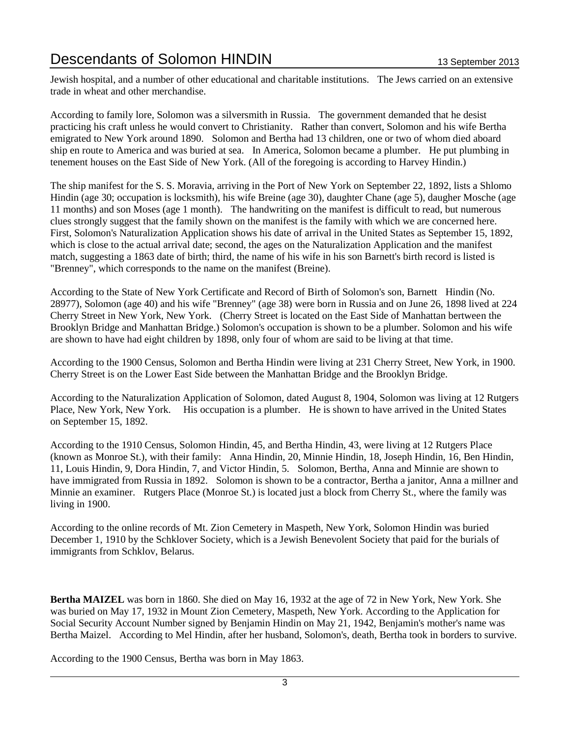Jewish hospital, and a number of other educational and charitable institutions. The Jews carried on an extensive trade in wheat and other merchandise.

According to family lore, Solomon was a silversmith in Russia. The government demanded that he desist practicing his craft unless he would convert to Christianity. Rather than convert, Solomon and his wife Bertha emigrated to New York around 1890. Solomon and Bertha had 13 children, one or two of whom died aboard ship en route to America and was buried at sea. In America, Solomon became a plumber. He put plumbing in tenement houses on the East Side of New York. (All of the foregoing is according to Harvey Hindin.)

The ship manifest for the S. S. Moravia, arriving in the Port of New York on September 22, 1892, lists a Shlomo Hindin (age 30; occupation is locksmith), his wife Breine (age 30), daughter Chane (age 5), daugher Mosche (age 11 months) and son Moses (age 1 month). The handwriting on the manifest is difficult to read, but numerous clues strongly suggest that the family shown on the manifest is the family with which we are concerned here. First, Solomon's Naturalization Application shows his date of arrival in the United States as September 15, 1892, which is close to the actual arrival date; second, the ages on the Naturalization Application and the manifest match, suggesting a 1863 date of birth; third, the name of his wife in his son Barnett's birth record is listed is "Brenney", which corresponds to the name on the manifest (Breine).

According to the State of New York Certificate and Record of Birth of Solomon's son, Barnett Hindin (No. 28977), Solomon (age 40) and his wife "Brenney" (age 38) were born in Russia and on June 26, 1898 lived at 224 Cherry Street in New York, New York. (Cherry Street is located on the East Side of Manhattan bertween the Brooklyn Bridge and Manhattan Bridge.) Solomon's occupation is shown to be a plumber. Solomon and his wife are shown to have had eight children by 1898, only four of whom are said to be living at that time.

According to the 1900 Census, Solomon and Bertha Hindin were living at 231 Cherry Street, New York, in 1900. Cherry Street is on the Lower East Side between the Manhattan Bridge and the Brooklyn Bridge.

According to the Naturalization Application of Solomon, dated August 8, 1904, Solomon was living at 12 Rutgers Place, New York, New York. His occupation is a plumber. He is shown to have arrived in the United States on September 15, 1892.

According to the 1910 Census, Solomon Hindin, 45, and Bertha Hindin, 43, were living at 12 Rutgers Place (known as Monroe St.), with their family: Anna Hindin, 20, Minnie Hindin, 18, Joseph Hindin, 16, Ben Hindin, 11, Louis Hindin, 9, Dora Hindin, 7, and Victor Hindin, 5. Solomon, Bertha, Anna and Minnie are shown to have immigrated from Russia in 1892. Solomon is shown to be a contractor, Bertha a janitor, Anna a millner and Minnie an examiner. Rutgers Place (Monroe St.) is located just a block from Cherry St., where the family was living in 1900.

According to the online records of Mt. Zion Cemetery in Maspeth, New York, Solomon Hindin was buried December 1, 1910 by the Schklover Society, which is a Jewish Benevolent Society that paid for the burials of immigrants from Schklov, Belarus.

**Bertha MAIZEL** was born in 1860. She died on May 16, 1932 at the age of 72 in New York, New York. She was buried on May 17, 1932 in Mount Zion Cemetery, Maspeth, New York. According to the Application for Social Security Account Number signed by Benjamin Hindin on May 21, 1942, Benjamin's mother's name was Bertha Maizel. According to Mel Hindin, after her husband, Solomon's, death, Bertha took in borders to survive.

According to the 1900 Census, Bertha was born in May 1863.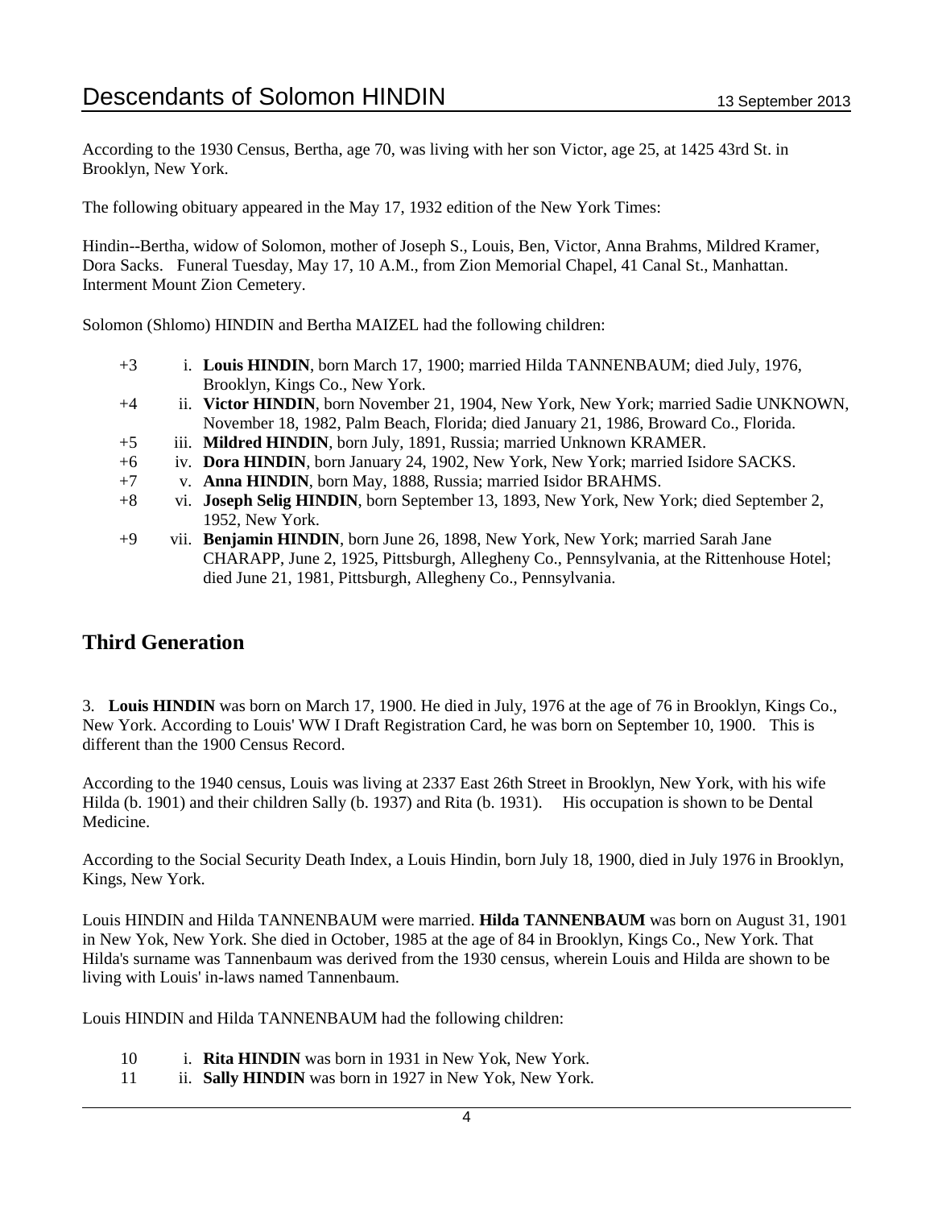According to the 1930 Census, Bertha, age 70, was living with her son Victor, age 25, at 1425 43rd St. in Brooklyn, New York.

The following obituary appeared in the May 17, 1932 edition of the New York Times:

Hindin--Bertha, widow of Solomon, mother of Joseph S., Louis, Ben, Victor, Anna Brahms, Mildred Kramer, Dora Sacks. Funeral Tuesday, May 17, 10 A.M., from Zion Memorial Chapel, 41 Canal St., Manhattan. Interment Mount Zion Cemetery.

Solomon (Shlomo) HINDIN and Bertha MAIZEL had the following children:

- +3 i. **Louis HINDIN**, born March 17, 1900; married Hilda TANNENBAUM; died July, 1976, Brooklyn, Kings Co., New York.
- +4 ii. **Victor HINDIN**, born November 21, 1904, New York, New York; married Sadie UNKNOWN, November 18, 1982, Palm Beach, Florida; died January 21, 1986, Broward Co., Florida.
- +5 iii. **Mildred HINDIN**, born July, 1891, Russia; married Unknown KRAMER.
- +6 iv. **Dora HINDIN**, born January 24, 1902, New York, New York; married Isidore SACKS.
- +7 v. **Anna HINDIN**, born May, 1888, Russia; married Isidor BRAHMS.
- +8 vi. **Joseph Selig HINDIN**, born September 13, 1893, New York, New York; died September 2, 1952, New York.
- +9 vii. **Benjamin HINDIN**, born June 26, 1898, New York, New York; married Sarah Jane CHARAPP, June 2, 1925, Pittsburgh, Allegheny Co., Pennsylvania, at the Rittenhouse Hotel; died June 21, 1981, Pittsburgh, Allegheny Co., Pennsylvania.

## Third Generation

3. **Louis HINDIN** was born on March 17, 1900. He died in July, 1976 at the age of 76 in Brooklyn, Kings Co., New York. According to Louis' WW I Draft Registration Card, he was born on September 10, 1900. This is different than the 1900 Census Record.

According to the 1940 census, Louis was living at 2337 East 26th Street in Brooklyn, New York, with his wife Hilda (b. 1901) and their children Sally (b. 1937) and Rita (b. 1931). His occupation is shown to be Dental Medicine.

According to the Social Security Death Index, a Louis Hindin, born July 18, 1900, died in July 1976 in Brooklyn, Kings, New York.

Louis HINDIN and Hilda TANNENBAUM were married. **Hilda TANNENBAUM** was born on August 31, 1901 in New Yok, New York. She died in October, 1985 at the age of 84 in Brooklyn, Kings Co., New York. That Hilda's surname was Tannenbaum was derived from the 1930 census, wherein Louis and Hilda are shown to be living with Louis' in-laws named Tannenbaum.

Louis HINDIN and Hilda TANNENBAUM had the following children:

- 10 i. **Rita HINDIN** was born in 1931 in New Yok, New York.
- 11 ii. **Sally HINDIN** was born in 1927 in New Yok, New York.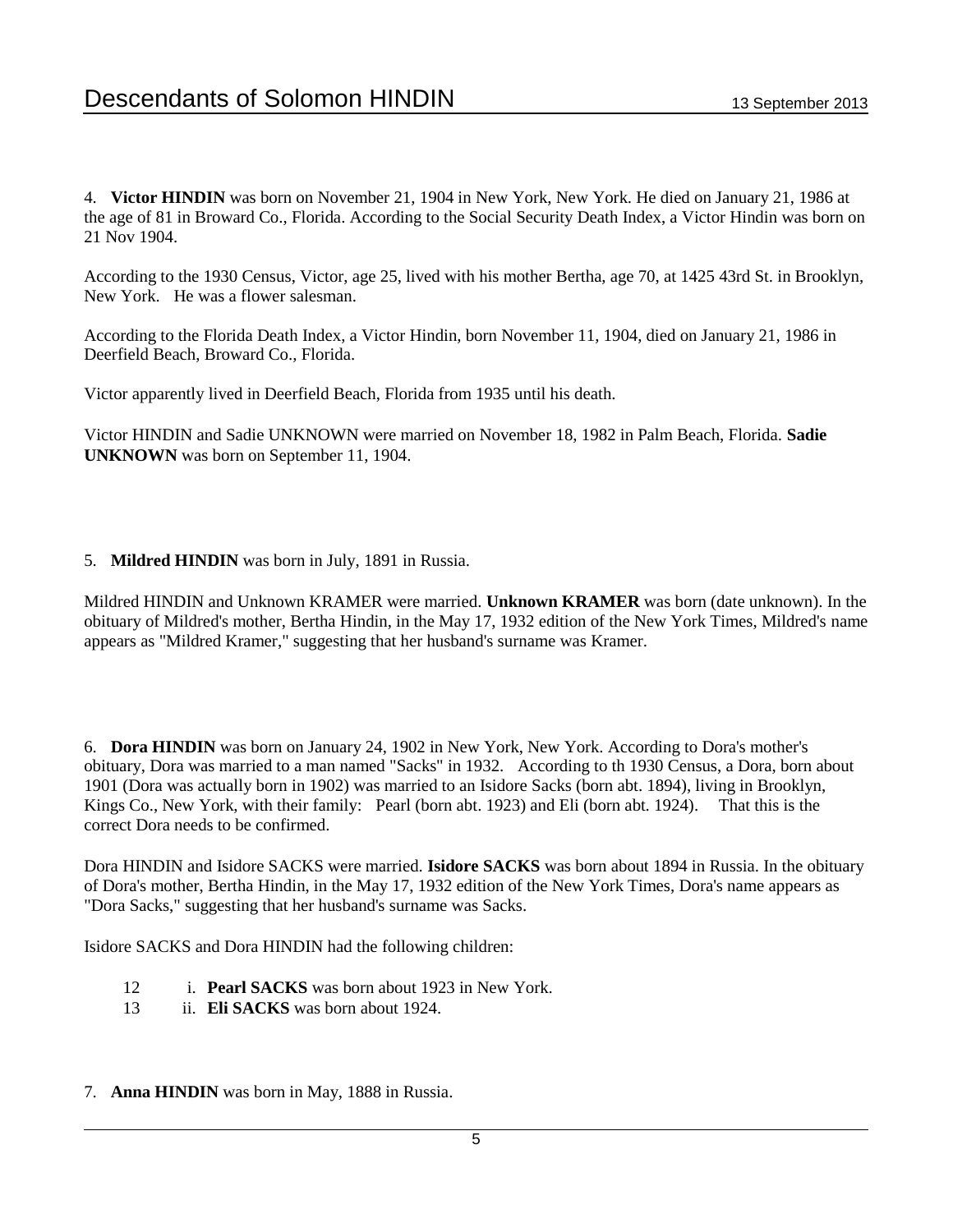4. **Victor HINDIN** was born on November 21, 1904 in New York, New York. He died on January 21, 1986 at the age of 81 in Broward Co., Florida. According to the Social Security Death Index, a Victor Hindin was born on 21 Nov 1904.

According to the 1930 Census, Victor, age 25, lived with his mother Bertha, age 70, at 1425 43rd St. in Brooklyn, New York. He was a flower salesman.

According to the Florida Death Index, a Victor Hindin, born November 11, 1904, died on January 21, 1986 in Deerfield Beach, Broward Co., Florida.

Victor apparently lived in Deerfield Beach, Florida from 1935 until his death.

Victor HINDIN and Sadie UNKNOWN were married on November 18, 1982 in Palm Beach, Florida. **Sadie UNKNOWN** was born on September 11, 1904.

5. **Mildred HINDIN** was born in July, 1891 in Russia.

Mildred HINDIN and Unknown KRAMER were married. **Unknown KRAMER** was born (date unknown). In the obituary of Mildred's mother, Bertha Hindin, in the May 17, 1932 edition of the New York Times, Mildred's name appears as "Mildred Kramer," suggesting that her husband's surname was Kramer.

6. **Dora HINDIN** was born on January 24, 1902 in New York, New York. According to Dora's mother's obituary, Dora was married to a man named "Sacks" in 1932. According to th 1930 Census, a Dora, born about 1901 (Dora was actually born in 1902) was married to an Isidore Sacks (born abt. 1894), living in Brooklyn, Kings Co., New York, with their family: Pearl (born abt. 1923) and Eli (born abt. 1924). That this is the correct Dora needs to be confirmed.

Dora HINDIN and Isidore SACKS were married. **Isidore SACKS** was born about 1894 in Russia. In the obituary of Dora's mother, Bertha Hindin, in the May 17, 1932 edition of the New York Times, Dora's name appears as "Dora Sacks," suggesting that her husband's surname was Sacks.

Isidore SACKS and Dora HINDIN had the following children:

12 i. **Pearl SACKS** was born about 1923 in New York.
13 ii. **Eli SACKS** was born about 1924.

7. **Anna HINDIN** was born in May, 1888 in Russia.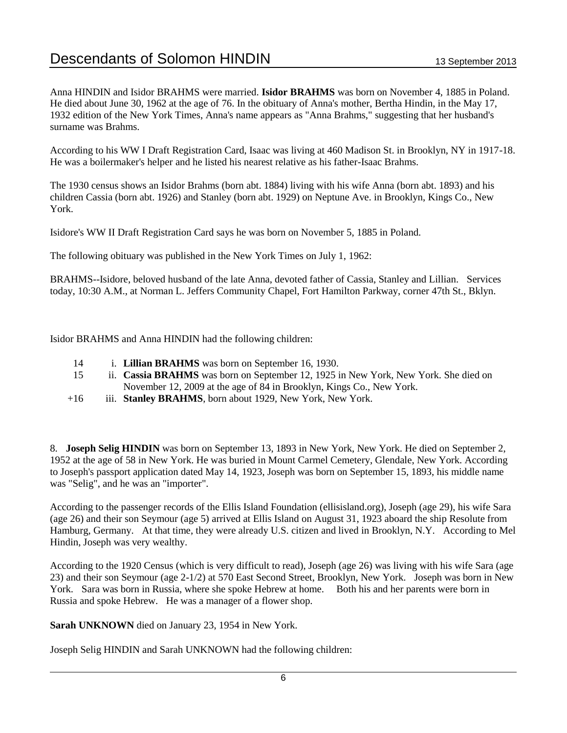Anna HINDIN and Isidor BRAHMS were married. **Isidor BRAHMS** was born on November 4, 1885 in Poland. He died about June 30, 1962 at the age of 76. In the obituary of Anna's mother, Bertha Hindin, in the May 17, 1932 edition of the New York Times, Anna's name appears as "Anna Brahms," suggesting that her husband's surname was Brahms.

According to his WW I Draft Registration Card, Isaac was living at 460 Madison St. in Brooklyn, NY in 1917-18. He was a boilermaker's helper and he listed his nearest relative as his father-Isaac Brahms.

The 1930 census shows an Isidor Brahms (born abt. 1884) living with his wife Anna (born abt. 1893) and his children Cassia (born abt. 1926) and Stanley (born abt. 1929) on Neptune Ave. in Brooklyn, Kings Co., New York.

Isidore's WW II Draft Registration Card says he was born on November 5, 1885 in Poland.

The following obituary was published in the New York Times on July 1, 1962:

BRAHMS--Isidore, beloved husband of the late Anna, devoted father of Cassia, Stanley and Lillian. Services today, 10:30 A.M., at Norman L. Jeffers Community Chapel, Fort Hamilton Parkway, corner 47th St., Bklyn.

Isidor BRAHMS and Anna HINDIN had the following children:

- 14 i. **Lillian BRAHMS** was born on September 16, 1930.
- 15 ii. **Cassia BRAHMS** was born on September 12, 1925 in New York, New York. She died on November 12, 2009 at the age of 84 in Brooklyn, Kings Co., New York.
- +16 iii. **Stanley BRAHMS**, born about 1929, New York, New York.

8. **Joseph Selig HINDIN** was born on September 13, 1893 in New York, New York. He died on September 2, 1952 at the age of 58 in New York. He was buried in Mount Carmel Cemetery, Glendale, New York. According to Joseph's passport application dated May 14, 1923, Joseph was born on September 15, 1893, his middle name was "Selig", and he was an "importer".

According to the passenger records of the Ellis Island Foundation (ellisisland.org), Joseph (age 29), his wife Sara (age 26) and their son Seymour (age 5) arrived at Ellis Island on August 31, 1923 aboard the ship Resolute from Hamburg, Germany. At that time, they were already U.S. citizen and lived in Brooklyn, N.Y. According to Mel Hindin, Joseph was very wealthy.

According to the 1920 Census (which is very difficult to read), Joseph (age 26) was living with his wife Sara (age 23) and their son Seymour (age 2-1/2) at 570 East Second Street, Brooklyn, New York. Joseph was born in New York. Sara was born in Russia, where she spoke Hebrew at home. Both his and her parents were born in Russia and spoke Hebrew. He was a manager of a flower shop.

**Sarah UNKNOWN** died on January 23, 1954 in New York.

Joseph Selig HINDIN and Sarah UNKNOWN had the following children: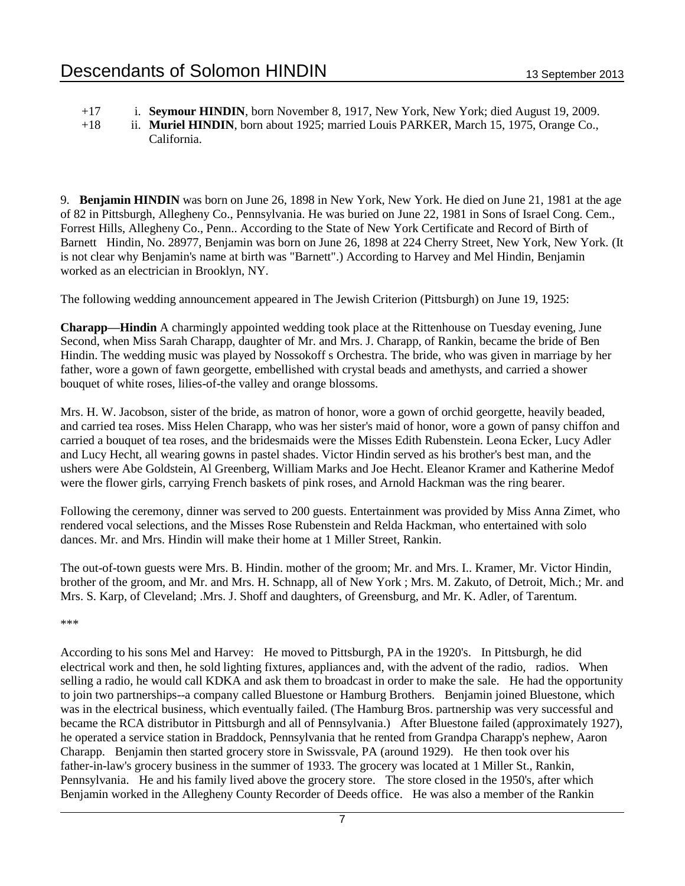+17 i. **Seymour HINDIN**, born November 8, 1917, New York, New York; died August 19, 2009.

+18 ii. **Muriel HINDIN**, born about 1925; married Louis PARKER, March 15, 1975, Orange Co., California.

9. **Benjamin HINDIN** was born on June 26, 1898 in New York, New York. He died on June 21, 1981 at the age of 82 in Pittsburgh, Allegheny Co., Pennsylvania. He was buried on June 22, 1981 in Sons of Israel Cong. Cem., Forrest Hills, Allegheny Co., Penn.. According to the State of New York Certificate and Record of Birth of Barnett Hindin, No. 28977, Benjamin was born on June 26, 1898 at 224 Cherry Street, New York, New York. (It is not clear why Benjamin's name at birth was "Barnett".) According to Harvey and Mel Hindin, Benjamin worked as an electrician in Brooklyn, NY.

The following wedding announcement appeared in The Jewish Criterion (Pittsburgh) on June 19, 1925:

**Charapp**—**Hindin** A charmingly appointed wedding took place at the Rittenhouse on Tuesday evening, June Second, when Miss Sarah Charapp, daughter of Mr. and Mrs. J. Charapp, of Rankin, became the bride of Ben Hindin. The wedding music was played by Nossokoff s Orchestra. The bride, who was given in marriage by her father, wore a gown of fawn georgette, embellished with crystal beads and amethysts, and carried a shower bouquet of white roses, lilies-of-the valley and orange blossoms.

Mrs. H. W. Jacobson, sister of the bride, as matron of honor, wore a gown of orchid georgette, heavily beaded, and carried tea roses. Miss Helen Charapp, who was her sister's maid of honor, wore a gown of pansy chiffon and carried a bouquet of tea roses, and the bridesmaids were the Misses Edith Rubenstein. Leona Ecker, Lucy Adler and Lucy Hecht, all wearing gowns in pastel shades. Victor Hindin served as his brother's best man, and the ushers were Abe Goldstein, Al Greenberg, William Marks and Joe Hecht. Eleanor Kramer and Katherine Medof were the flower girls, carrying French baskets of pink roses, and Arnold Hackman was the ring bearer.

Following the ceremony, dinner was served to 200 guests. Entertainment was provided by Miss Anna Zimet, who rendered vocal selections, and the Misses Rose Rubenstein and Relda Hackman, who entertained with solo dances. Mr. and Mrs. Hindin will make their home at 1 Miller Street, Rankin.

The out-of-town guests were Mrs. B. Hindin. mother of the groom; Mr. and Mrs. I.. Kramer, Mr. Victor Hindin, brother of the groom, and Mr. and Mrs. H. Schnapp, all of New York ; Mrs. M. Zakuto, of Detroit, Mich.; Mr. and Mrs. S. Karp, of Cleveland; .Mrs. J. Shoff and daughters, of Greensburg, and Mr. K. Adler, of Tarentum.

***

According to his sons Mel and Harvey: He moved to Pittsburgh, PA in the 1920's. In Pittsburgh, he did electrical work and then, he sold lighting fixtures, appliances and, with the advent of the radio, radios. When selling a radio, he would call KDKA and ask them to broadcast in order to make the sale. He had the opportunity to join two partnerships--a company called Bluestone or Hamburg Brothers. Benjamin joined Bluestone, which was in the electrical business, which eventually failed. (The Hamburg Bros. partnership was very successful and became the RCA distributor in Pittsburgh and all of Pennsylvania.) After Bluestone failed (approximately 1927), he operated a service station in Braddock, Pennsylvania that he rented from Grandpa Charapp's nephew, Aaron Charapp. Benjamin then started grocery store in Swissvale, PA (around 1929). He then took over his father-in-law's grocery business in the summer of 1933. The grocery was located at 1 Miller St., Rankin, Pennsylvania. He and his family lived above the grocery store. The store closed in the 1950's, after which Benjamin worked in the Allegheny County Recorder of Deeds office. He was also a member of the Rankin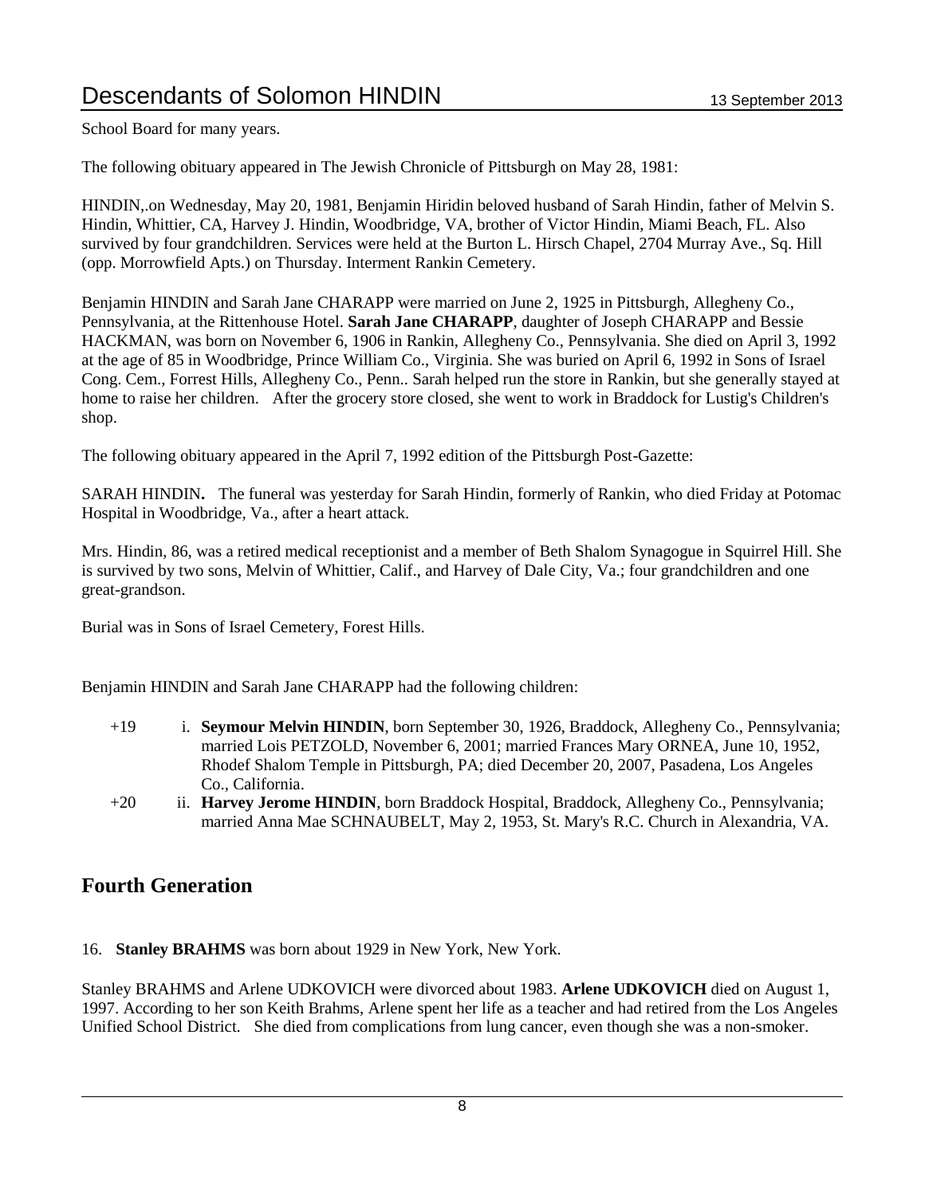School Board for many years.

The following obituary appeared in The Jewish Chronicle of Pittsburgh on May 28, 1981:

HINDIN,.on Wednesday, May 20, 1981, Benjamin Hiridin beloved husband of Sarah Hindin, father of Melvin S. Hindin, Whittier, CA, Harvey J. Hindin, Woodbridge, VA, brother of Victor Hindin, Miami Beach, FL. Also survived by four grandchildren. Services were held at the Burton L. Hirsch Chapel, 2704 Murray Ave., Sq. Hill (opp. Morrowfield Apts.) on Thursday. Interment Rankin Cemetery.

Benjamin HINDIN and Sarah Jane CHARAPP were married on June 2, 1925 in Pittsburgh, Allegheny Co., Pennsylvania, at the Rittenhouse Hotel. **Sarah Jane CHARAPP**, daughter of Joseph CHARAPP and Bessie HACKMAN, was born on November 6, 1906 in Rankin, Allegheny Co., Pennsylvania. She died on April 3, 1992 at the age of 85 in Woodbridge, Prince William Co., Virginia. She was buried on April 6, 1992 in Sons of Israel Cong. Cem., Forrest Hills, Allegheny Co., Penn.. Sarah helped run the store in Rankin, but she generally stayed at home to raise her children. After the grocery store closed, she went to work in Braddock for Lustig's Children's shop.

The following obituary appeared in the April 7, 1992 edition of the Pittsburgh Post-Gazette:

SARAH HINDIN**.** The funeral was yesterday for Sarah Hindin, formerly of Rankin, who died Friday at Potomac Hospital in Woodbridge, Va., after a heart attack.

Mrs. Hindin, 86, was a retired medical receptionist and a member of Beth Shalom Synagogue in Squirrel Hill. She is survived by two sons, Melvin of Whittier, Calif., and Harvey of Dale City, Va.; four grandchildren and one great-grandson.

Burial was in Sons of Israel Cemetery, Forest Hills.

Benjamin HINDIN and Sarah Jane CHARAPP had the following children:

+19 i. **Seymour Melvin HINDIN**, born September 30, 1926, Braddock, Allegheny Co., Pennsylvania; married Lois PETZOLD, November 6, 2001; married Frances Mary ORNEA, June 10, 1952, Rhodef Shalom Temple in Pittsburgh, PA; died December 20, 2007, Pasadena, Los Angeles Co., California.

+20 ii. **Harvey Jerome HINDIN**, born Braddock Hospital, Braddock, Allegheny Co., Pennsylvania; married Anna Mae SCHNAUBELT, May 2, 1953, St. Mary's R.C. Church in Alexandria, VA.

## Fourth Generation

16. **Stanley BRAHMS** was born about 1929 in New York, New York.

Stanley BRAHMS and Arlene UDKOVICH were divorced about 1983. **Arlene UDKOVICH** died on August 1, 1997. According to her son Keith Brahms, Arlene spent her life as a teacher and had retired from the Los Angeles Unified School District. She died from complications from lung cancer, even though she was a non-smoker.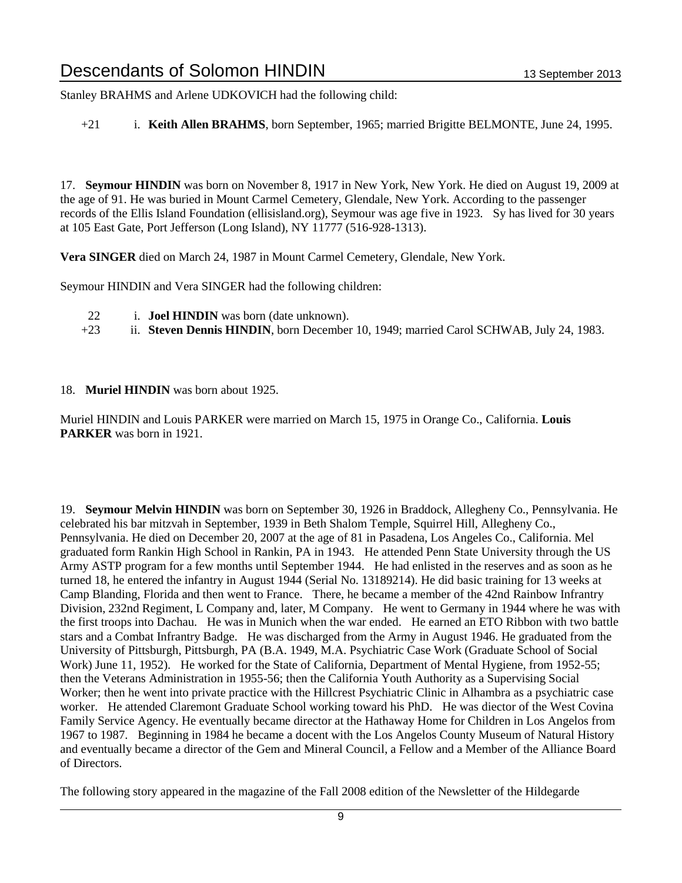Stanley BRAHMS and Arlene UDKOVICH had the following child:

+21 i. **Keith Allen BRAHMS**, born September, 1965; married Brigitte BELMONTE, June 24, 1995.

17. **Seymour HINDIN** was born on November 8, 1917 in New York, New York. He died on August 19, 2009 at the age of 91. He was buried in Mount Carmel Cemetery, Glendale, New York. According to the passenger records of the Ellis Island Foundation (ellisisland.org), Seymour was age five in 1923. Sy has lived for 30 years at 105 East Gate, Port Jefferson (Long Island), NY 11777 (516-928-1313).

**Vera SINGER** died on March 24, 1987 in Mount Carmel Cemetery, Glendale, New York.

Seymour HINDIN and Vera SINGER had the following children:

22 i. **Joel HINDIN** was born (date unknown).
+23 ii. **Steven Dennis HINDIN**, born December 10, 1949; married Carol SCHWAB, July 24, 1983.

18. **Muriel HINDIN** was born about 1925.

Muriel HINDIN and Louis PARKER were married on March 15, 1975 in Orange Co., California. **Louis PARKER** was born in 1921.

19. **Seymour Melvin HINDIN** was born on September 30, 1926 in Braddock, Allegheny Co., Pennsylvania. He celebrated his bar mitzvah in September, 1939 in Beth Shalom Temple, Squirrel Hill, Allegheny Co., Pennsylvania. He died on December 20, 2007 at the age of 81 in Pasadena, Los Angeles Co., California. Mel graduated form Rankin High School in Rankin, PA in 1943. He attended Penn State University through the US Army ASTP program for a few months until September 1944. He had enlisted in the reserves and as soon as he turned 18, he entered the infantry in August 1944 (Serial No. 13189214). He did basic training for 13 weeks at Camp Blanding, Florida and then went to France. There, he became a member of the 42nd Rainbow Infrantry Division, 232nd Regiment, L Company and, later, M Company. He went to Germany in 1944 where he was with the first troops into Dachau. He was in Munich when the war ended. He earned an ETO Ribbon with two battle stars and a Combat Infrantry Badge. He was discharged from the Army in August 1946. He graduated from the University of Pittsburgh, Pittsburgh, PA (B.A. 1949, M.A. Psychiatric Case Work (Graduate School of Social Work) June 11, 1952). He worked for the State of California, Department of Mental Hygiene, from 1952-55; then the Veterans Administration in 1955-56; then the California Youth Authority as a Supervising Social Worker; then he went into private practice with the Hillcrest Psychiatric Clinic in Alhambra as a psychiatric case worker. He attended Claremont Graduate School working toward his PhD. He was diector of the West Covina Family Service Agency. He eventually became director at the Hathaway Home for Children in Los Angelos from 1967 to 1987. Beginning in 1984 he became a docent with the Los Angelos County Museum of Natural History and eventually became a director of the Gem and Mineral Council, a Fellow and a Member of the Alliance Board of Directors.

The following story appeared in the magazine of the Fall 2008 edition of the Newsletter of the Hildegarde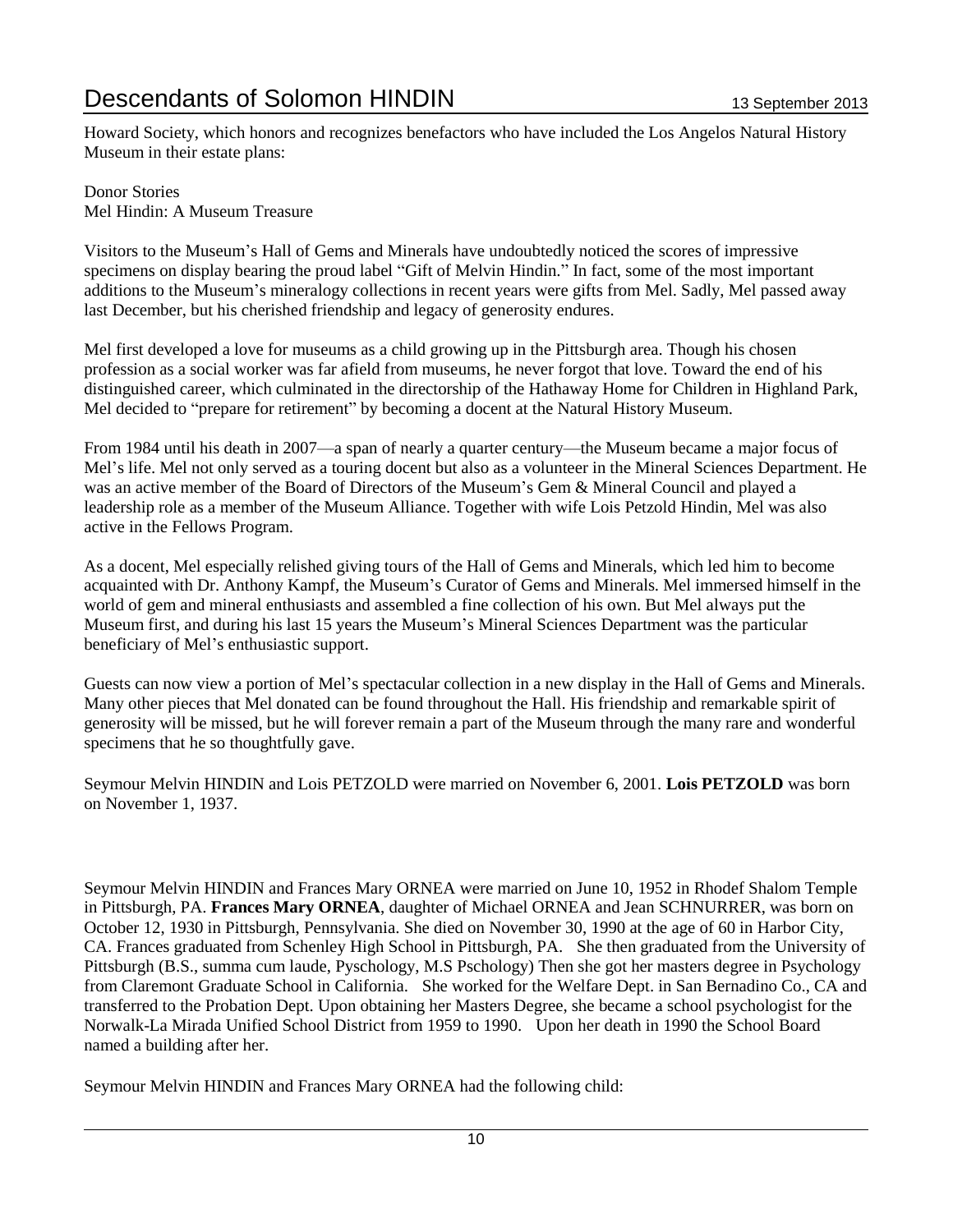Howard Society, which honors and recognizes benefactors who have included the Los Angelos Natural History Museum in their estate plans:

Donor Stories
Mel Hindin: A Museum Treasure

Visitors to the Museum's Hall of Gems and Minerals have undoubtedly noticed the scores of impressive specimens on display bearing the proud label "Gift of Melvin Hindin." In fact, some of the most important additions to the Museum's mineralogy collections in recent years were gifts from Mel. Sadly, Mel passed away last December, but his cherished friendship and legacy of generosity endures.

Mel first developed a love for museums as a child growing up in the Pittsburgh area. Though his chosen profession as a social worker was far afield from museums, he never forgot that love. Toward the end of his distinguished career, which culminated in the directorship of the Hathaway Home for Children in Highland Park, Mel decided to "prepare for retirement" by becoming a docent at the Natural History Museum.

From 1984 until his death in 2007—a span of nearly a quarter century—the Museum became a major focus of Mel's life. Mel not only served as a touring docent but also as a volunteer in the Mineral Sciences Department. He was an active member of the Board of Directors of the Museum's Gem & Mineral Council and played a leadership role as a member of the Museum Alliance. Together with wife Lois Petzold Hindin, Mel was also active in the Fellows Program.

As a docent, Mel especially relished giving tours of the Hall of Gems and Minerals, which led him to become acquainted with Dr. Anthony Kampf, the Museum's Curator of Gems and Minerals. Mel immersed himself in the world of gem and mineral enthusiasts and assembled a fine collection of his own. But Mel always put the Museum first, and during his last 15 years the Museum's Mineral Sciences Department was the particular beneficiary of Mel's enthusiastic support.

Guests can now view a portion of Mel's spectacular collection in a new display in the Hall of Gems and Minerals. Many other pieces that Mel donated can be found throughout the Hall. His friendship and remarkable spirit of generosity will be missed, but he will forever remain a part of the Museum through the many rare and wonderful specimens that he so thoughtfully gave.

Seymour Melvin HINDIN and Lois PETZOLD were married on November 6, 2001. **Lois PETZOLD** was born on November 1, 1937.

Seymour Melvin HINDIN and Frances Mary ORNEA were married on June 10, 1952 in Rhodef Shalom Temple in Pittsburgh, PA. **Frances Mary ORNEA**, daughter of Michael ORNEA and Jean SCHNURRER, was born on October 12, 1930 in Pittsburgh, Pennsylvania. She died on November 30, 1990 at the age of 60 in Harbor City, CA. Frances graduated from Schenley High School in Pittsburgh, PA. She then graduated from the University of Pittsburgh (B.S., summa cum laude, Pyschology, M.S Pschology) Then she got her masters degree in Psychology from Claremont Graduate School in California. She worked for the Welfare Dept. in San Bernadino Co., CA and transferred to the Probation Dept. Upon obtaining her Masters Degree, she became a school psychologist for the Norwalk-La Mirada Unified School District from 1959 to 1990. Upon her death in 1990 the School Board named a building after her.

Seymour Melvin HINDIN and Frances Mary ORNEA had the following child: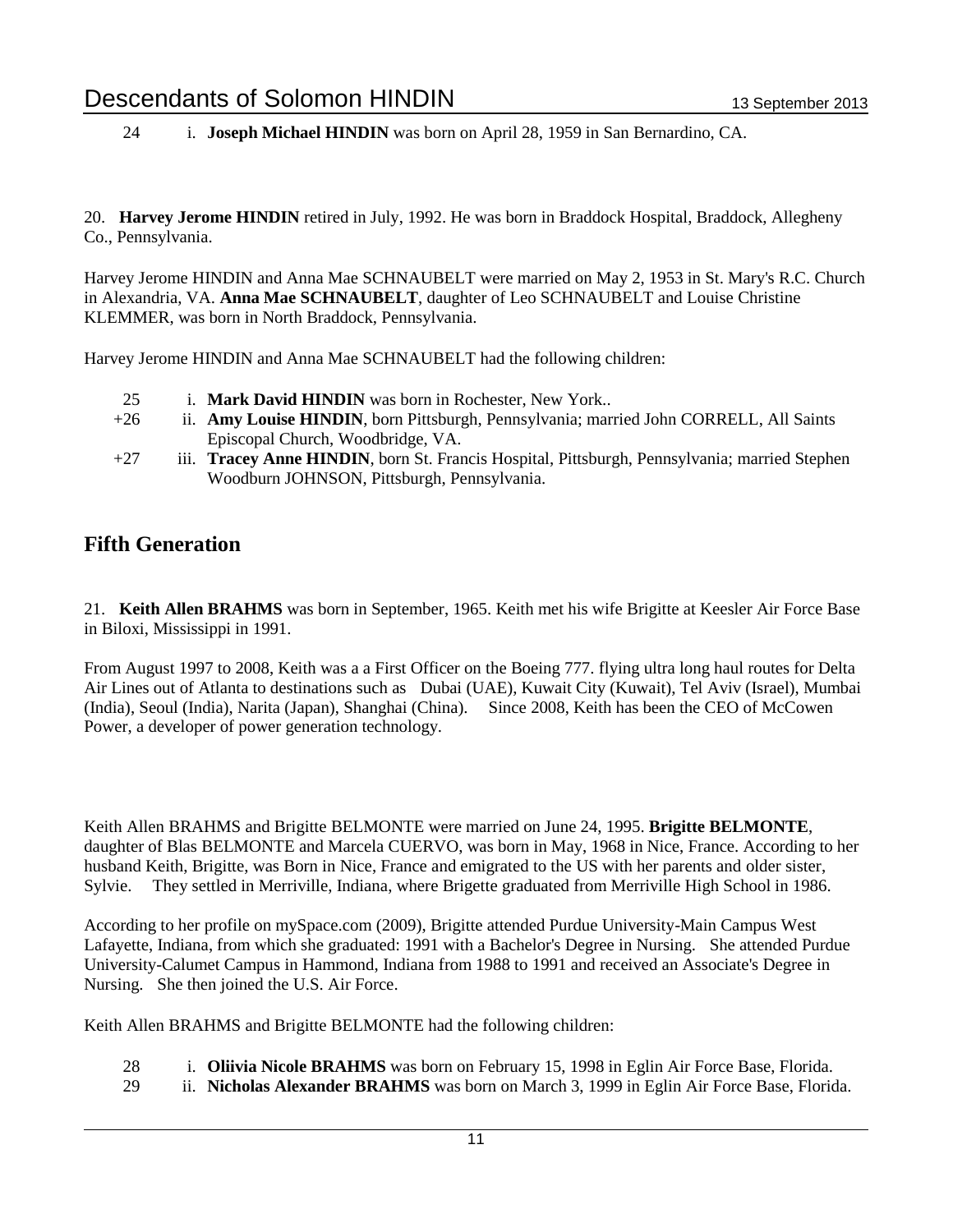24 i. **Joseph Michael HINDIN** was born on April 28, 1959 in San Bernardino, CA.

20. **Harvey Jerome HINDIN** retired in July, 1992. He was born in Braddock Hospital, Braddock, Allegheny Co., Pennsylvania.

Harvey Jerome HINDIN and Anna Mae SCHNAUBELT were married on May 2, 1953 in St. Mary's R.C. Church in Alexandria, VA. **Anna Mae SCHNAUBELT**, daughter of Leo SCHNAUBELT and Louise Christine KLEMMER, was born in North Braddock, Pennsylvania.

Harvey Jerome HINDIN and Anna Mae SCHNAUBELT had the following children:

25 i. **Mark David HINDIN** was born in Rochester, New York..
+26 ii. **Amy Louise HINDIN**, born Pittsburgh, Pennsylvania; married John CORRELL, All Saints Episcopal Church, Woodbridge, VA.
+27 iii. **Tracey Anne HINDIN**, born St. Francis Hospital, Pittsburgh, Pennsylvania; married Stephen Woodburn JOHNSON, Pittsburgh, Pennsylvania.

## Fifth Generation

21. **Keith Allen BRAHMS** was born in September, 1965. Keith met his wife Brigitte at Keesler Air Force Base in Biloxi, Mississippi in 1991.

From August 1997 to 2008, Keith was a a First Officer on the Boeing 777. flying ultra long haul routes for Delta Air Lines out of Atlanta to destinations such as Dubai (UAE), Kuwait City (Kuwait), Tel Aviv (Israel), Mumbai (India), Seoul (India), Narita (Japan), Shanghai (China). Since 2008, Keith has been the CEO of McCowen Power, a developer of power generation technology.

Keith Allen BRAHMS and Brigitte BELMONTE were married on June 24, 1995. **Brigitte BELMONTE**, daughter of Blas BELMONTE and Marcela CUERVO, was born in May, 1968 in Nice, France. According to her husband Keith, Brigitte, was Born in Nice, France and emigrated to the US with her parents and older sister, Sylvie. They settled in Merriville, Indiana, where Brigette graduated from Merriville High School in 1986.

According to her profile on mySpace.com (2009), Brigitte attended Purdue University-Main Campus West Lafayette, Indiana, from which she graduated: 1991 with a Bachelor's Degree in Nursing. She attended Purdue University-Calumet Campus in Hammond, Indiana from 1988 to 1991 and received an Associate's Degree in Nursing. She then joined the U.S. Air Force.

Keith Allen BRAHMS and Brigitte BELMONTE had the following children:

28 i. **Oliivia Nicole BRAHMS** was born on February 15, 1998 in Eglin Air Force Base, Florida.
29 ii. **Nicholas Alexander BRAHMS** was born on March 3, 1999 in Eglin Air Force Base, Florida.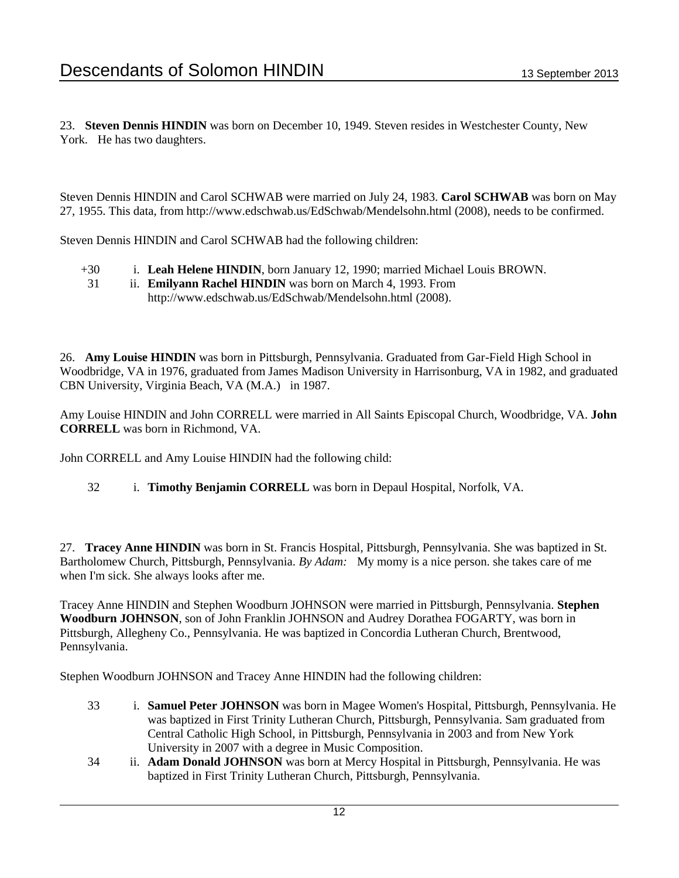23. **Steven Dennis HINDIN** was born on December 10, 1949. Steven resides in Westchester County, New York. He has two daughters.

Steven Dennis HINDIN and Carol SCHWAB were married on July 24, 1983. **Carol SCHWAB** was born on May 27, 1955. This data, from http://www.edschwab.us/EdSchwab/Mendelsohn.html (2008), needs to be confirmed.

Steven Dennis HINDIN and Carol SCHWAB had the following children:

+30 i. **Leah Helene HINDIN**, born January 12, 1990; married Michael Louis BROWN.

31 ii. **Emilyann Rachel HINDIN** was born on March 4, 1993. From http://www.edschwab.us/EdSchwab/Mendelsohn.html (2008).

26. **Amy Louise HINDIN** was born in Pittsburgh, Pennsylvania. Graduated from Gar-Field High School in Woodbridge, VA in 1976, graduated from James Madison University in Harrisonburg, VA in 1982, and graduated CBN University, Virginia Beach, VA (M.A.) in 1987.

Amy Louise HINDIN and John CORRELL were married in All Saints Episcopal Church, Woodbridge, VA. **John CORRELL** was born in Richmond, VA.

John CORRELL and Amy Louise HINDIN had the following child:

32 i. **Timothy Benjamin CORRELL** was born in Depaul Hospital, Norfolk, VA.

27. **Tracey Anne HINDIN** was born in St. Francis Hospital, Pittsburgh, Pennsylvania. She was baptized in St. Bartholomew Church, Pittsburgh, Pennsylvania. *By Adam:* My momy is a nice person. she takes care of me when I'm sick. She always looks after me.

Tracey Anne HINDIN and Stephen Woodburn JOHNSON were married in Pittsburgh, Pennsylvania. **Stephen Woodburn JOHNSON**, son of John Franklin JOHNSON and Audrey Dorathea FOGARTY, was born in Pittsburgh, Allegheny Co., Pennsylvania. He was baptized in Concordia Lutheran Church, Brentwood, Pennsylvania.

Stephen Woodburn JOHNSON and Tracey Anne HINDIN had the following children:

33 i. **Samuel Peter JOHNSON** was born in Magee Women's Hospital, Pittsburgh, Pennsylvania. He was baptized in First Trinity Lutheran Church, Pittsburgh, Pennsylvania. Sam graduated from Central Catholic High School, in Pittsburgh, Pennsylvania in 2003 and from New York University in 2007 with a degree in Music Composition.

34 ii. **Adam Donald JOHNSON** was born at Mercy Hospital in Pittsburgh, Pennsylvania. He was baptized in First Trinity Lutheran Church, Pittsburgh, Pennsylvania.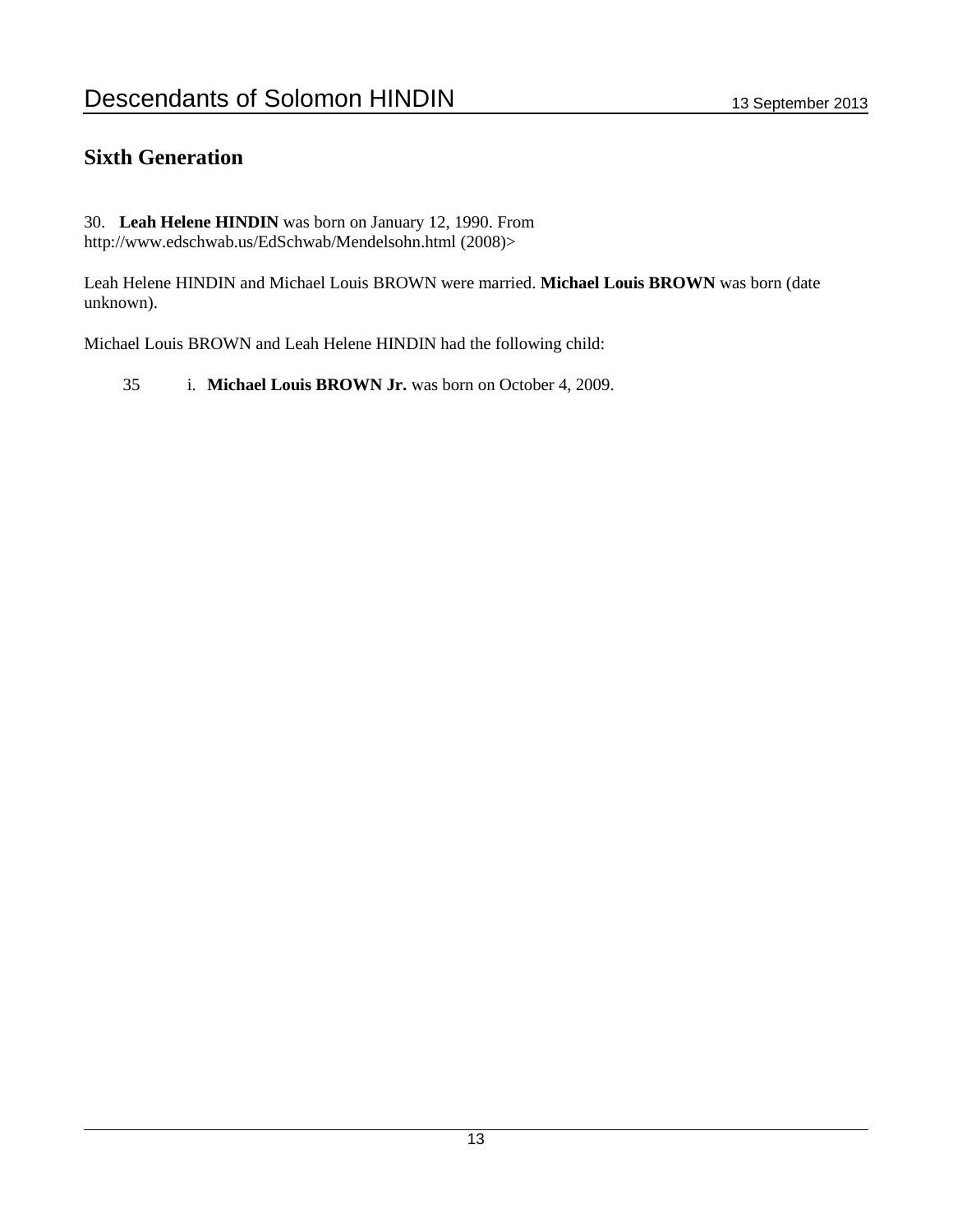## Sixth Generation

30. **Leah Helene HINDIN** was born on January 12, 1990. From http://www.edschwab.us/EdSchwab/Mendelsohn.html (2008)>

Leah Helene HINDIN and Michael Louis BROWN were married. **Michael Louis BROWN** was born (date unknown).

Michael Louis BROWN and Leah Helene HINDIN had the following child:

35 i. **Michael Louis BROWN Jr.** was born on October 4, 2009.